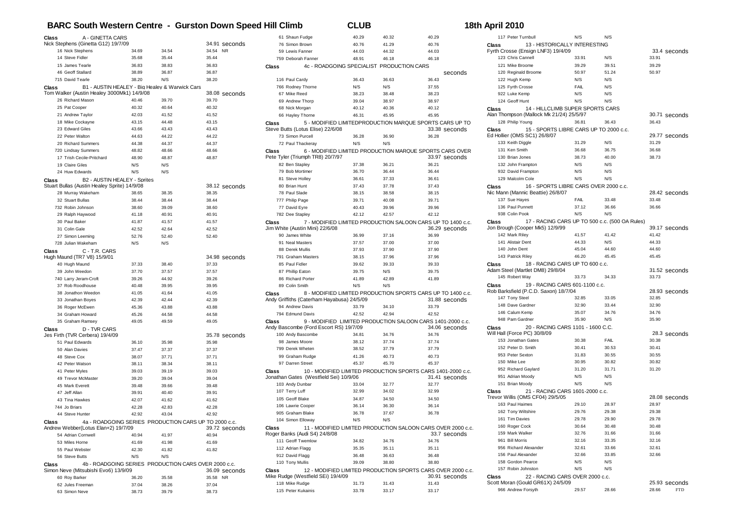# BARC South Western Centre - Gurston Down Speed Hill Climb

**CLUB**

**18th April 2010**

**Class** A - GINETTA CARS

Nick Stephens (Ginetta G12) 19/7/09 — 34.91 seconds

| | | | |
|---|---|---|---|
| 16 Nick Stephens | 34.69 | 34.54 | 34.54 NR |
| 14 Steve Fidler | 35.68 | 35.44 | 35.44 |
| 15 James Tearle | 36.83 | 38.83 | 36.83 |
| 46 Geoff Stallard | 38.89 | 36.87 | 36.87 |
| 715 David Tearle | 38.20 | N/S | 38.20 |

**Class** B1 - AUSTIN HEALEY - Big Healey & Warwick Cars

Tom Walker (Austin Healey 3000Mk1) 14/9/08 — 38.08 seconds

| | | | |
|---|---|---|---|
| 26 Richard Mason | 40.46 | 39.70 | 39.70 |
| 25 Pat Cooper | 40.32 | 40.64 | 40.32 |
| 21 Andrew Taylor | 42.03 | 41.52 | 41.52 |
| 18 Mike Cockayne | 43.15 | 44.48 | 43.15 |
| 23 Edward Giles | 43.66 | 43.43 | 43.43 |
| 22 Peter Walton | 44.63 | 44.22 | 44.22 |
| 20 Richard Summers | 44.38 | 44.37 | 44.37 |
| 720 Lindsay Summers | 48.82 | 48.66 | 48.66 |
| 17 Trish Cecile-Pritchard | 48.90 | 48.87 | 48.87 |
| 19 Claire Giles | N/S | N/S | |
| 24 Huw Edwards | N/S | N/S | |

**Class** B2 - AUSTIN HEALEY - Sprites

Stuart Bullas (Austin Healey Sprite) 14/9/08 — 38.12 seconds

| | | | |
|---|---|---|---|
| 28 Murray Wakeham | 38.65 | 38.35 | 38.35 |
| 32 Stuart Bullas | 38.44 | 38.44 | 38.44 |
| 732 Robin Johnson | 38.60 | 39.09 | 38.60 |
| 29 Ralph Haywood | 41.18 | 40.91 | 40.91 |
| 30 Paul Baker | 41.87 | 41.57 | 41.57 |
| 31 Colin Gale | 42.52 | 42.64 | 42.52 |
| 27 Simon Leeming | 52.76 | 52.40 | 52.40 |
| 728 Julian Wakeham | N/S | N/S | |

**Class** C - T.R. CARS

Hugh Maund (TR7 V8) 15/9/01 — 34.98 seconds

| | | | |
|---|---|---|---|
| 40 Hugh Maund | 37.33 | 38.40 | 37.33 |
| 39 John Weedon | 37.70 | 37.57 | 37.57 |
| 740 Larry Jeram-Croft | 39.26 | 44.92 | 39.26 |
| 37 Rob Roodhouse | 40.48 | 39.95 | 39.95 |
| 38 Jonathon Weedon | 41.05 | 41.64 | 41.05 |
| 33 Jonathan Boyes | 42.39 | 42.44 | 42.39 |
| 36 Roger McEwen | 45.36 | 43.88 | 43.88 |
| 34 Graham Howard | 45.26 | 44.58 | 44.58 |
| 35 Graham Ramsey | 49.05 | 49.59 | 49.05 |

**Class** D - TVR CARS

Jes Firth (TVR Cerbera) 19/4/09 — 35.78 seconds

| | | | |
|---|---|---|---|
| 51 Paul Edwards | 36.10 | 35.98 | 35.98 |
| 50 Alan Davies | 37.47 | 37.37 | 37.37 |
| 48 Steve Cox | 38.07 | 37.71 | 37.71 |
| 42 Peter Watson | 38.11 | 38.34 | 38.11 |
| 41 Peter Myles | 39.03 | 39.19 | 39.03 |
| 49 Trevor McMaster | 39.20 | 39.04 | 39.04 |
| 45 Mark Everett | 39.48 | 39.66 | 39.48 |
| 47 Jeff Allan | 39.91 | 40.40 | 39.91 |
| 43 Tina Hawkes | 42.07 | 41.62 | 41.62 |
| 744 Jo Briars | 42.28 | 42.83 | 42.28 |
| 44 Steve Hunter | 42.92 | 43.04 | 42.92 |

**Class** 4a - ROADGOING SERIES PRODUCTION CARS UP TO 2000 c.c.

Andrew Webber(Lotus Elan+2) 19/7/09 — 39.72 seconds

| | | | |
|---|---|---|---|
| 54 Adrian Cornwell | 40.94 | 41.97 | 40.94 |
| 53 Miles Horne | 41.69 | 41.98 | 41.69 |
| 55 Paul Webster | 42.30 | 41.82 | 41.82 |
| 56 Steve Butts | N/S | N/S | |

**Class** 4b - ROADGOING SERIES PRODUCTION CARS OVER 2000 c.c.

Simon Neve (Mitsubishi Evo6) 13/9/09 — 36.09 seconds

| | | | |
|---|---|---|---|
| 60 Roy Barker | 36.20 | 35.58 | 35.58 NR |
| 62 Jules Freeman | 37.04 | 38.26 | 37.04 |
| 63 Simon Neve | 38.73 | 39.79 | 38.73 |
| 61 Shaun Fudge | 40.29 | 40.32 | 40.29 |
| 76 Simon Brown | 40.76 | 41.29 | 40.76 |
| 59 Lewis Fanner | 44.03 | 44.32 | 44.03 |
| 759 Deborah Fanner | 48.91 | 46.18 | 46.18 |

**Class** 4c - ROADGOING SPECIALIST PRODUCTION CARS

seconds

| | | | |
|---|---|---|---|
| 116 Paul Cardy | 36.43 | 36.63 | 36.43 |
| 766 Rodney Thorne | N/S | N/S | 37.55 |
| 67 Mike Reed | 38.23 | 38.48 | 38.23 |
| 69 Andrew Thorp | 39.04 | 38.97 | 38.97 |
| 68 Nick Morgan | 40.12 | 40.36 | 40.12 |
| 66 Hayley Thorne | 46.31 | 45.95 | 45.95 |

**Class** 5 - MODIFIED LIMITEDPRODUCTION MARQUE SPORTS CARS UP TO

Steve Butts (Lotus Elise) 22/6/08 — 33.38 seconds

| | | | |
|---|---|---|---|
| 73 Simon Purcell | 36.28 | 36.90 | 36.28 |
| 72 Paul Thackeray | N/S | N/S | |

**Class** 6 - MODIFIED LIMITED PRODUCTION MARQUE SPORTS CARS OVER

Pete Tyler (Triumph TR8) 20/7/97 — 33.97 seconds

| | | | |
|---|---|---|---|
| 82 Ben Stapley | 37.38 | 36.21 | 36.21 |
| 79 Bob Mortimer | 36.70 | 36.44 | 36.44 |
| 81 Steve Holley | 36.61 | 37.33 | 36.61 |
| 80 Brian Hunt | 37.43 | 37.78 | 37.43 |
| 78 Paul Slade | 38.15 | 38.58 | 38.15 |
| 777 Philip Page | 39.71 | 40.08 | 39.71 |
| 77 David Eyre | 40.43 | 39.96 | 39.96 |
| 782 Dee Stapley | 42.12 | 42.57 | 42.12 |

**Class** 7 - MODIFIED LIMITED PRODUCTION SALOON CARS UP TO 1400 c.c.

Jim White (Austin Mini) 22/6/08 — 36.29 seconds

| | | | |
|---|---|---|---|
| 90 James White | 36.99 | 37.16 | 36.99 |
| 91 Neal Masters | 37.57 | 37.00 | 37.00 |
| 88 Derek Mullis | 37.93 | 37.90 | 37.90 |
| 791 Graham Masters | 38.15 | 37.96 | 37.96 |
| 85 Paul Fidler | 39.62 | 39.33 | 39.33 |
| 87 Phillip Eaton | 39.75 | N/S | 39.75 |
| 86 Richard Porter | 41.89 | 42.89 | 41.89 |
| 89 Colin Smith | N/S | N/S | |

**Class** 8 - MODIFIED LIMITED PRODUCTION SPORTS CARS UP TO 1400 c.c.

Andy Griffiths (Caterham Hayabusa) 24/5/09 — 31.88 seconds

| | | | |
|---|---|---|---|
| 94 Andrew Davis | 33.79 | 34.10 | 33.79 |
| 794 Edmund Davis | 42.52 | 42.94 | 42.52 |

**Class** 9 - MODIFIED LIMITED PRODUCTION SALOON CARS 1401-2000 c.c.

Andy Bascombe (Ford Escort RS) 19/7/09 — 34.06 seconds

| | | | |
|---|---|---|---|
| 100 Andy Bascombe | 34.81 | 34.76 | 34.76 |
| 98 James Moore | 38.12 | 37.74 | 37.74 |
| 799 Derek Wheten | 38.52 | 37.79 | 37.79 |
| 99 Graham Rudge | 41.26 | 40.73 | 40.73 |
| 97 Darren Street | 45.37 | 45.70 | 45.37 |

**Class** 10 - MODIFIED LIMITED PRODUCTION SPORTS CARS 1401-2000 c.c.

Jonathan Gates (Westfield Sei) 10/9/06 — 31.41 seconds

| | | | |
|---|---|---|---|
| 103 Andy Dunbar | 33.04 | 32.77 | 32.77 |
| 107 Terry Luff | 32.99 | 34.02 | 32.99 |
| 105 Geoff Blake | 34.87 | 34.50 | 34.50 |
| 106 Lawrie Cooper | 36.14 | 36.30 | 36.14 |
| 905 Graham Blake | 36.78 | 37.67 | 36.78 |
| 104 Simon Elloway | N/S | N/S | |

**Class** 11 - MODIFIED LIMITED PRODUCTION SALOON CARS OVER 2000 c.c.

Roger Banks (Audi S4) 24/8/08 — 33.7 seconds

| | | | |
|---|---|---|---|
| 111 Geoff Twemlow | 34.82 | 34.76 | 34.76 |
| 112 Adrian Flagg | 35.35 | 35.11 | 35.11 |
| 912 David Flagg | 36.48 | 36.63 | 36.48 |
| 110 Tony Mullis | 39.09 | 38.80 | 38.80 |

**Class** 12 - MODIFIED LIMITED PRODUCTION SPORTS CARS OVER 2000 c.c.

Mike Rudge (Westfield SEi) 19/4/09 — 30.91 seconds

| | | | |
|---|---|---|---|
| 118 Mike Rudge | 31.73 | 31.43 | 31.43 |
| 115 Peter Kukainis | 33.78 | 33.17 | 33.17 |
| 117 Peter Turnbull | N/S | N/S | |

**Class** 13 - HISTORICALLY INTERESTING

Fyrth Crosse (Ensign LNF3) 19/4/09 — 33.4 seconds

| | | | |
|---|---|---|---|
| 123 Chris Cannell | 33.91 | N/S | 33.91 |
| 121 Mike Broome | 39.29 | 39.51 | 39.29 |
| 120 Reginald Broome | 50.97 | 51.24 | 50.97 |
| 122 Hugh Kemp | N/S | N/S | |
| 125 Fyrth Crosse | FAIL | N/S | |
| 922 Luke Kemp | N/S | N/S | |
| 124 Geoff Hunt | N/S | N/S | |

**Class** 14 - HILLCLIMB SUPER SPORTS CARS

Alan Thompson (Mallock Mk 21/24) 25/5/97 — 30.71 seconds

| | | | |
|---|---|---|---|
| 128 Philip Young | 36.81 | 36.43 | 36.43 |

**Class** 15 - SPORTS LIBRE CARS UP TO 2000 c.c.

Ed Hollier (OMS SC1) 26/8/07 — 29.77 seconds

| | | | |
|---|---|---|---|
| 133 Keith Diggle | 31.29 | N/S | 31.29 |
| 131 Ken Smith | 36.68 | 36.75 | 36.68 |
| 130 Brian Jones | 38.73 | 40.00 | 38.73 |
| 132 John Frampton | N/S | N/S | |
| 932 David Frampton | N/S | N/S | |
| 129 Malcolm Cole | N/S | N/S | |

**Class** 16 - SPORTS LIBRE CARS OVER 2000 c.c.

Nic Mann (Mannic Beattie) 26/8/07 — 28.42 seconds

| | | | |
|---|---|---|---|
| 137 Sue Hayes | FAIL | 33.48 | 33.48 |
| 136 Paul Punnett | 37.12 | 36.66 | 36.66 |
| 938 Colin Pook | N/S | N/S | |

**Class** 17 - RACING CARS UP TO 500 c.c. (500 OA Rules)

Jon Brough (Cooper Mk5) 12/9/99 — 39.17 seconds

| | | | |
|---|---|---|---|
| 142 Mark Riley | 41.57 | 41.42 | 41.42 |
| 141 Alistair Dent | 44.33 | N/S | 44.33 |
| 140 John Dent | 45.04 | 44.60 | 44.60 |
| 143 Patrick Riley | 46.20 | 45.45 | 45.45 |

**Class** 18 - RACING CARS UP TO 600 c.c.

Adam Steel (Martlet DM8) 29/8/04 — 31.52 seconds

| | | | |
|---|---|---|---|
| 145 Robert Way | 33.73 | 34.33 | 33.73 |

**Class** 19 - RACING CARS 601-1100 c.c.

Rob Barksfield (P.C.D. Saxon) 18/7/04 — 28.93 seconds

| | | | |
|---|---|---|---|
| 147 Tony Steel | 32.85 | 33.05 | 32.85 |
| 148 Dave Gardner | 32.90 | 33.44 | 32.90 |
| 146 Calum Kemp | 35.07 | 34.76 | 34.76 |
| 948 Pam Gardner | 35.90 | N/S | 35.90 |

**Class** 20 - RACING CARS 1101 - 1600 C.C.

Will Hall (Force PC) 30/8/09 — 28.3 seconds

| | | | |
|---|---|---|---|
| 153 Jonathan Gates | 30.38 | FAIL | 30.38 |
| 152 Peter D. Smith | 30.41 | 30.53 | 30.41 |
| 953 Peter Sexton | 31.83 | 30.55 | 30.55 |
| 150 Mike Lee | 30.95 | 30.82 | 30.82 |
| 952 Richard Gaylard | 31.20 | 31.71 | 31.20 |
| 951 Adrian Moody | N/S | N/S | |
| 151 Brian Moody | N/S | N/S | |

**Class** 21 - RACING CARS 1601-2000 c.c.

Trevor Willis (OMS CF04) 29/5/05 — 28.08 seconds

| | | | |
|---|---|---|---|
| 163 Paul Haimes | 29.10 | 28.97 | 28.97 |
| 162 Tony Wiltshire | 29.76 | 29.38 | 29.38 |
| 161 Tim Davies | 29.78 | 29.90 | 29.78 |
| 160 Roger Cock | 30.64 | 30.48 | 30.48 |
| 159 Mark Walker | 32.76 | 31.66 | 31.66 |
| 961 Bill Morris | 32.16 | 33.35 | 32.16 |
| 956 Richard Alexander | 32.61 | 33.66 | 32.61 |
| 156 Paul Alexander | 32.66 | 33.85 | 32.66 |
| 158 Gordon Pearce | N/S | N/S | |
| 157 Robin Johnston | N/S | N/S | |

**Class** 22 - RACING CARS OVER 2000 c.c.

Scott Moran (Gould GR61X) 24/5/09 — 25.93 seconds

| | | | |
|---|---|---|---|
| 966 Andrew Forsyth | 29.57 | 28.66 | 28.66 FTD |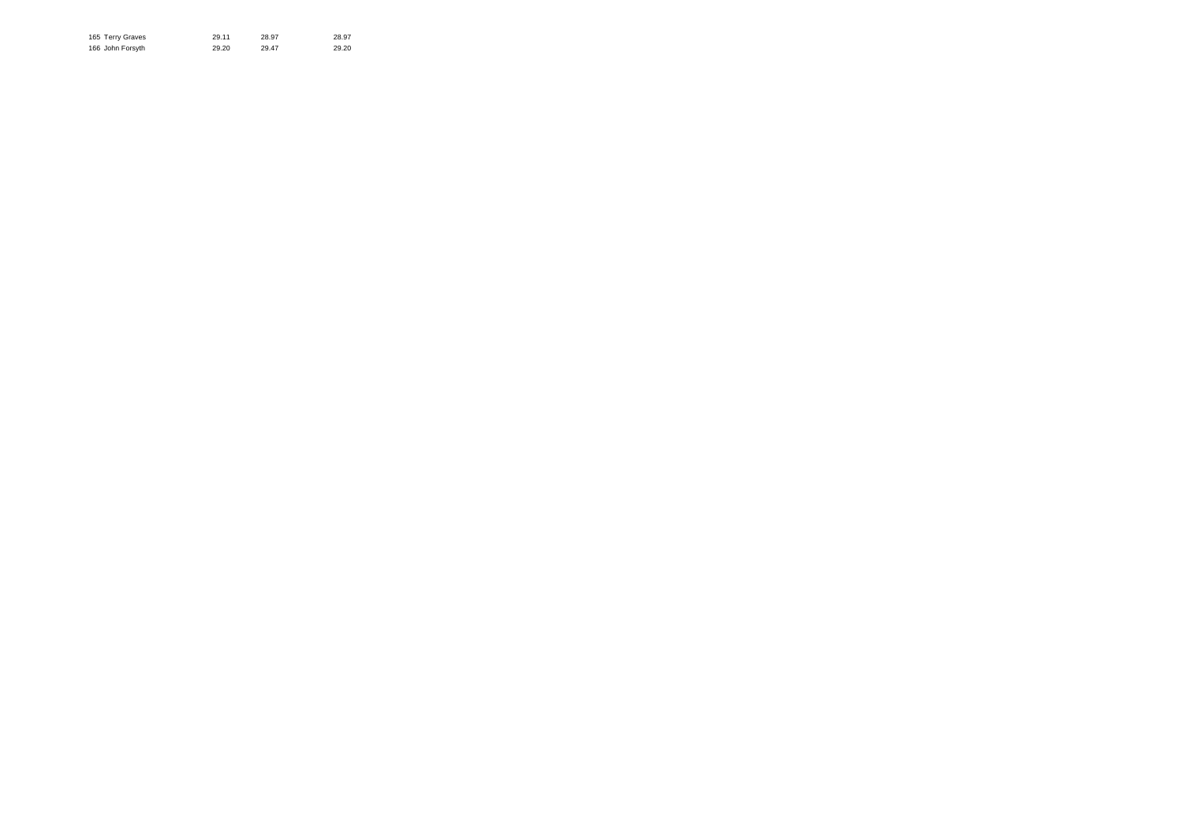| | | | | |
|---|---|---|---|---|
| 165 | Terry Graves | 29.11 | 28.97 | 28.97 |
| 166 | John Forsyth | 29.20 | 29.47 | 29.20 |